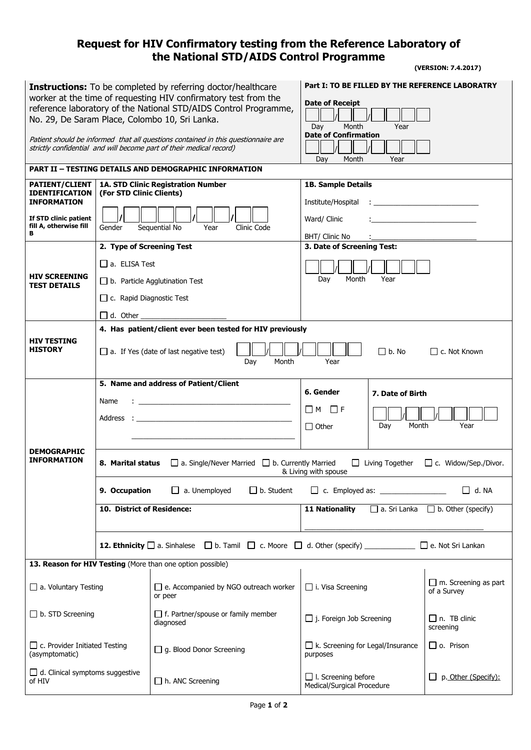# Request for HIV Confirmatory testing from the Reference Laboratory of the National STD/AIDS Control Programme

**(VERSION: 7.4.2017)**

**Instructions:** To be completed by referring doctor/healthcare worker at the time of requesting HIV confirmatory test from the reference laboratory of the National STD/AIDS Control Programme, No. 29, De Saram Place, Colombo 10, Sri Lanka.

*Patient should be informed that all questions contained in this questionnaire are strictly confidential and will become part of their medical record)*

**Part I: TO BE FILLED BY THE REFERENCE LABORATRY**

**Date of Receipt**

☐☐/☐☐/☐☐☐☐
Day Month Year

**Date of Confirmation**

☐☐/☐☐/☐☐☐☐
Day Month Year

**PART II – TESTING DETAILS AND DEMOGRAPHIC INFORMATION**

| | | |
|---|---|---|
| **PATIENT/CLIENT IDENTIFICATION INFORMATION**<br>**If STD clinic patient fill A, otherwise fill B** | **1A. STD Clinic Registration Number (For STD Clinic Clients)**<br>☐/☐☐☐☐/☐☐/☐☐<br>Gender Sequential No Year Clinic Code | **1B. Sample Details**<br>Institute/Hospital : ____________<br>Ward/ Clinic : ____________<br>BHT/ Clinic No : ____________ |
| **HIV SCREENING TEST DETAILS** | **2. Type of Screening Test**<br>☐ a. ELISA Test<br>☐ b. Particle Agglutination Test<br>☐ c. Rapid Diagnostic Test<br>☐ d. Other ____________ | **3. Date of Screening Test:**<br>☐☐/☐☐/☐☐☐☐<br>Day Month Year |
| **HIV TESTING HISTORY** | **4. Has patient/client ever been tested for HIV previously**<br>☐ a. If Yes (date of last negative test) ☐☐/☐☐/☐☐☐☐ (Day Month Year) ☐ b. No ☐ c. Not Known | |
| **DEMOGRAPHIC INFORMATION** | **5. Name and address of Patient/Client**<br>Name : ____________<br>Address : ____________<br>____________ | **6. Gender**<br>☐ M ☐ F<br>☐ Other<br>**7. Date of Birth**<br>☐☐/☐☐/☐☐☐☐<br>Day Month Year |
| | **8. Marital status** ☐ a. Single/Never Married ☐ b. Currently Married & Living with spouse ☐ Living Together ☐ c. Widow/Sep./Divor. | |
| | **9. Occupation** ☐ a. Unemployed ☐ b. Student ☐ c. Employed as: ____________ ☐ d. NA | |
| | **10. District of Residence:** | **11 Nationality** ☐ a. Sri Lanka ☐ b. Other (specify)<br>____________ |
| | **12. Ethnicity** ☐ a. Sinhalese ☐ b. Tamil ☐ c. Moore ☐ d. Other (specify) ____________ ☐ e. Not Sri Lankan | |

**13. Reason for HIV Testing** (More than one option possible)

| | | | |
|---|---|---|---|
| ☐ a. Voluntary Testing | ☐ e. Accompanied by NGO outreach worker or peer | ☐ i. Visa Screening | ☐ m. Screening as part of a Survey |
| ☐ b. STD Screening | ☐ f. Partner/spouse or family member diagnosed | ☐ j. Foreign Job Screening | ☐ n. TB clinic screening |
| ☐ c. Provider Initiated Testing (asymptomatic) | ☐ g. Blood Donor Screening | ☐ k. Screening for Legal/Insurance purposes | ☐ o. Prison |
| ☐ d. Clinical symptoms suggestive of HIV | ☐ h. ANC Screening | ☐ l. Screening before Medical/Surgical Procedure | ☐ p. Other (Specify): |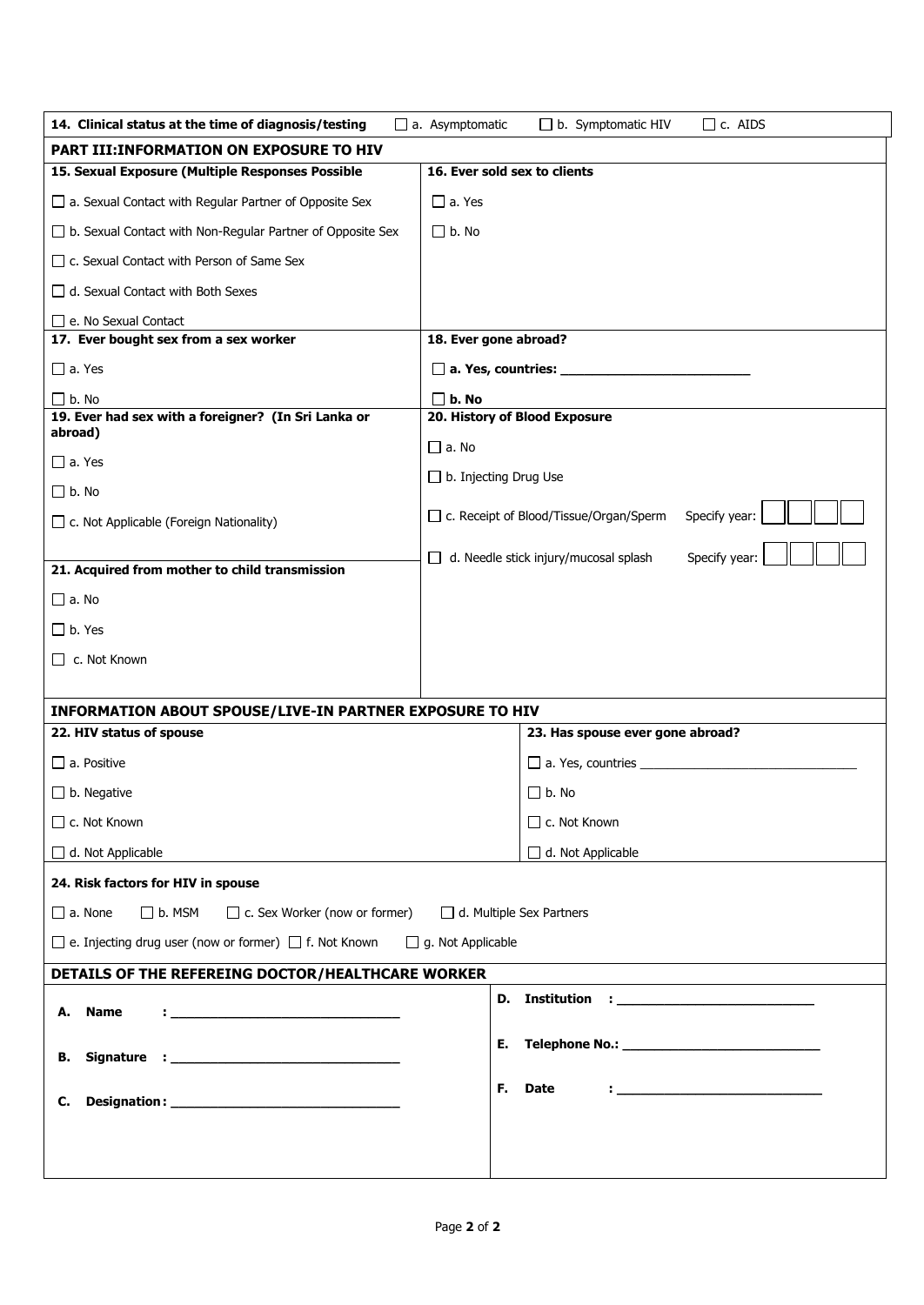**14. Clinical status at the time of diagnosis/testing** ☐ a. Asymptomatic ☐ b. Symptomatic HIV ☐ c. AIDS

## PART III:INFORMATION ON EXPOSURE TO HIV

**15. Sexual Exposure (Multiple Responses Possible**

☐ a. Sexual Contact with Regular Partner of Opposite Sex

☐ b. Sexual Contact with Non-Regular Partner of Opposite Sex

☐ c. Sexual Contact with Person of Same Sex

☐ d. Sexual Contact with Both Sexes

☐ e. No Sexual Contact

**16. Ever sold sex to clients**

☐ a. Yes

☐ b. No

**17. Ever bought sex from a sex worker**

☐ a. Yes

☐ b. No

**18. Ever gone abroad?**

☐ **a. Yes, countries: ___________________________**

☐ **b. No**

**19. Ever had sex with a foreigner? (In Sri Lanka or abroad)**

☐ a. Yes

☐ b. No

☐ c. Not Applicable (Foreign Nationality)

**20. History of Blood Exposure**

☐ a. No

☐ b. Injecting Drug Use

☐ c. Receipt of Blood/Tissue/Organ/Sperm Specify year: ☐☐☐☐

☐ d. Needle stick injury/mucosal splash Specify year: ☐☐☐☐

**21. Acquired from mother to child transmission**

☐ a. No

☐ b. Yes

☐ c. Not Known

## INFORMATION ABOUT SPOUSE/LIVE-IN PARTNER EXPOSURE TO HIV

**22. HIV status of spouse**

☐ a. Positive

☐ b. Negative

☐ c. Not Known

☐ d. Not Applicable

**23. Has spouse ever gone abroad?**

☐ a. Yes, countries ___________________________

☐ b. No

☐ c. Not Known

☐ d. Not Applicable

**24. Risk factors for HIV in spouse**

☐ a. None ☐ b. MSM ☐ c. Sex Worker (now or former) ☐ d. Multiple Sex Partners

☐ e. Injecting drug user (now or former) ☐ f. Not Known ☐ g. Not Applicable

## DETAILS OF THE REFEREING DOCTOR/HEALTHCARE WORKER

**A. Name** : ___________________________

**B. Signature** : ___________________________

**C. Designation**: ___________________________

**D. Institution** : ___________________________

**E. Telephone No.:** ___________________________

**F. Date** : ___________________________